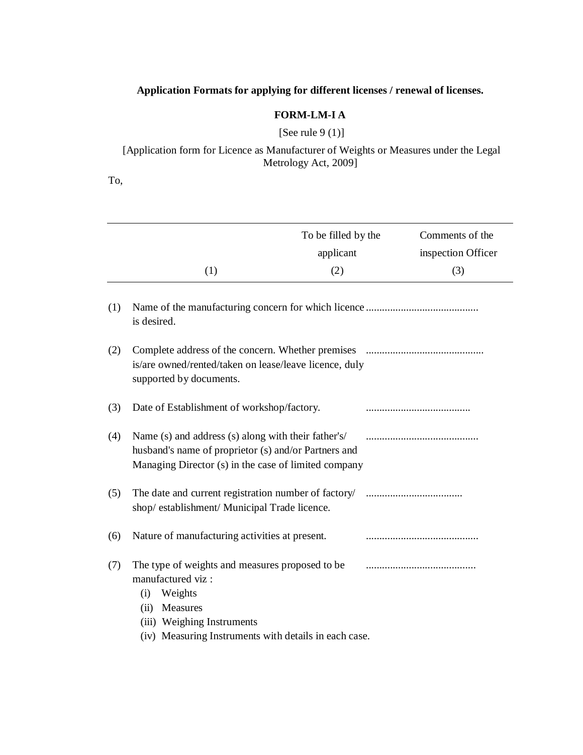**Application Formats for applying for different licenses / renewal of licenses.**

**FORM-LM-I A**

[See rule 9 (1)]

[Application form for Licence as Manufacturer of Weights or Measures under the Legal Metrology Act, 2009]

To,

| (1) | To be filled by the applicant (2) | Comments of the inspection Officer (3) |
|---|---|---|
| (1) Name of the manufacturing concern for which licence is desired. | .......................................... | |
| (2) Complete address of the concern. Whether premises is/are owned/rented/taken on lease/leave licence, duly supported by documents. | ............................................ | |
| (3) Date of Establishment of workshop/factory. | ....................................... | |
| (4) Name (s) and address (s) along with their father's/ husband's name of proprietor (s) and/or Partners and Managing Director (s) in the case of limited company | .......................................... | |
| (5) The date and current registration number of factory/ shop/ establishment/ Municipal Trade licence. | .................................... | |
| (6) Nature of manufacturing activities at present. | .......................................... | |
| (7) The type of weights and measures proposed to be manufactured viz : (i) Weights (ii) Measures (iii) Weighing Instruments (iv) Measuring Instruments with details in each case. | ......................................... | |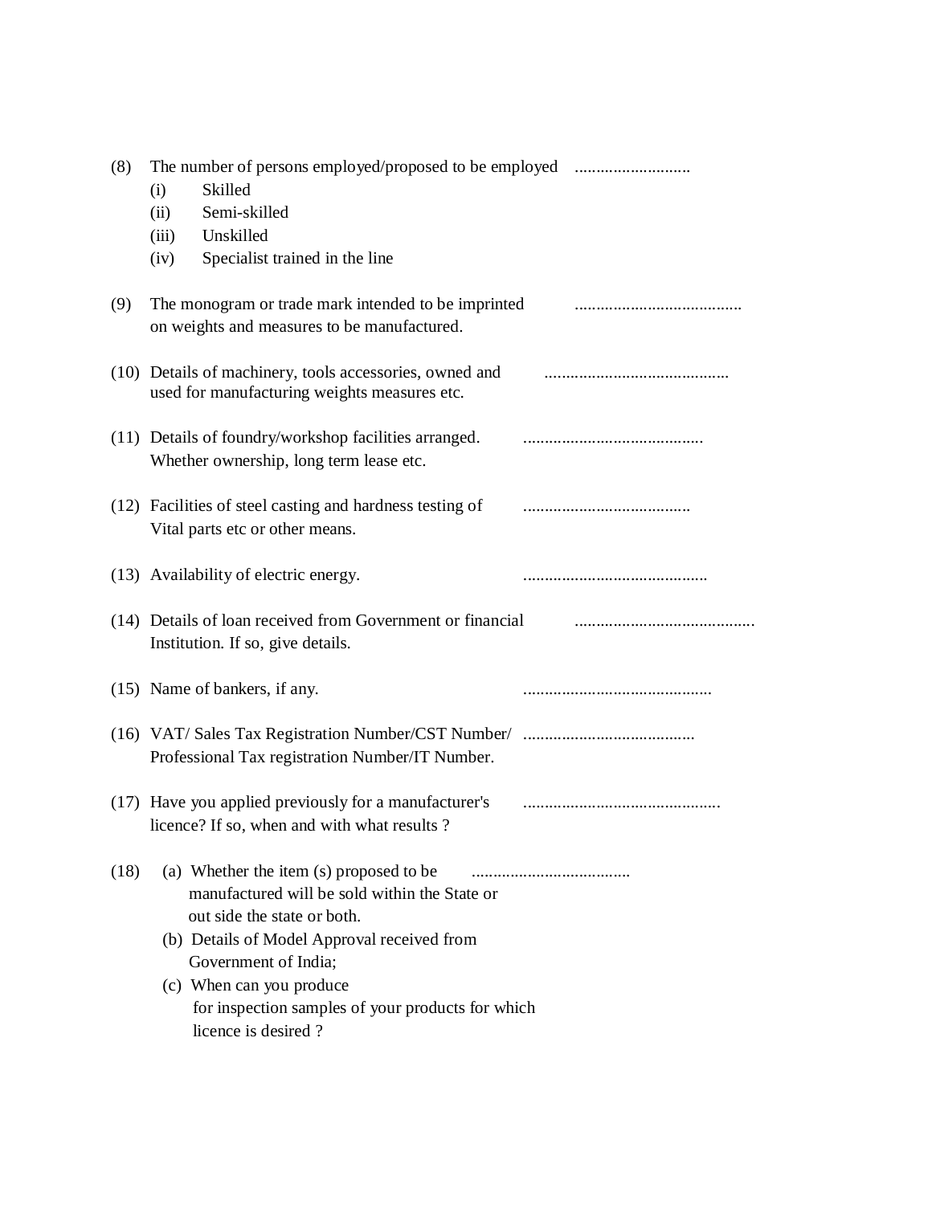(8) The number of persons employed/proposed to be employed ...........................

   (i) Skilled

   (ii) Semi-skilled

   (iii) Unskilled

   (iv) Specialist trained in the line

(9) The monogram or trade mark intended to be imprinted on weights and measures to be manufactured. .......................................

(10) Details of machinery, tools accessories, owned and used for manufacturing weights measures etc. ...........................................

(11) Details of foundry/workshop facilities arranged. Whether ownership, long term lease etc. ..........................................

(12) Facilities of steel casting and hardness testing of Vital parts etc or other means. .......................................

(13) Availability of electric energy. ...........................................

(14) Details of loan received from Government or financial Institution. If so, give details. ..........................................

(15) Name of bankers, if any. ............................................

(16) VAT/ Sales Tax Registration Number/CST Number/ Professional Tax registration Number/IT Number. .......................................

(17) Have you applied previously for a manufacturer's licence? If so, when and with what results ? .............................................

(18) (a) Whether the item (s) proposed to be manufactured will be sold within the State or out side the state or both. ....................................

   (b) Details of Model Approval received from Government of India;

   (c) When can you produce for inspection samples of your products for which licence is desired ?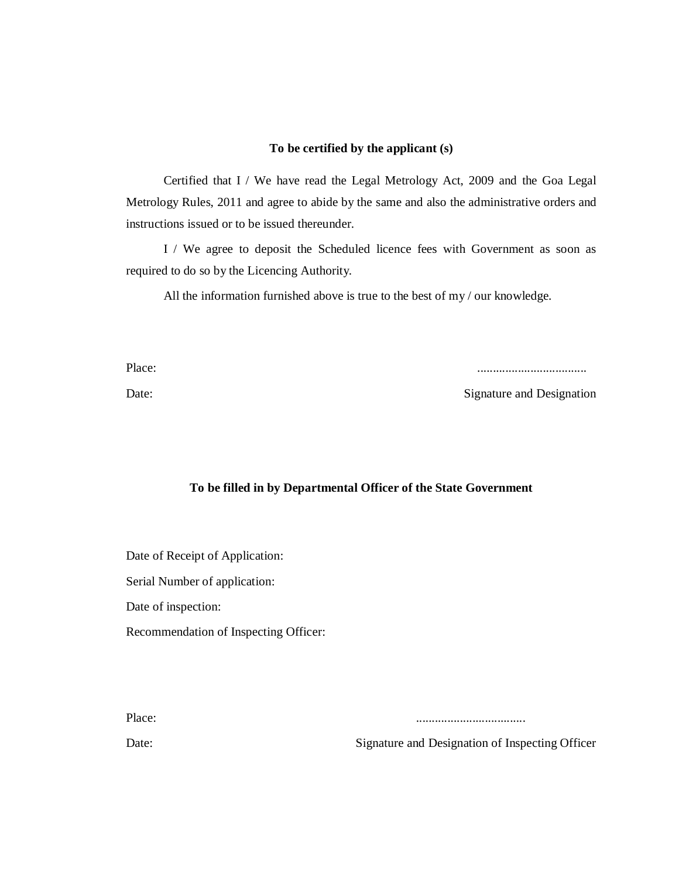**To be certified by the applicant (s)**

Certified that I / We have read the Legal Metrology Act, 2009 and the Goa Legal Metrology Rules, 2011 and agree to abide by the same and also the administrative orders and instructions issued or to be issued thereunder.

I / We agree to deposit the Scheduled licence fees with Government as soon as required to do so by the Licencing Authority.

All the information furnished above is true to the best of my / our knowledge.

Place: ...................................

Date: Signature and Designation

**To be filled in by Departmental Officer of the State Government**

Date of Receipt of Application:

Serial Number of application:

Date of inspection:

Recommendation of Inspecting Officer:

Place: ...................................

Date: Signature and Designation of Inspecting Officer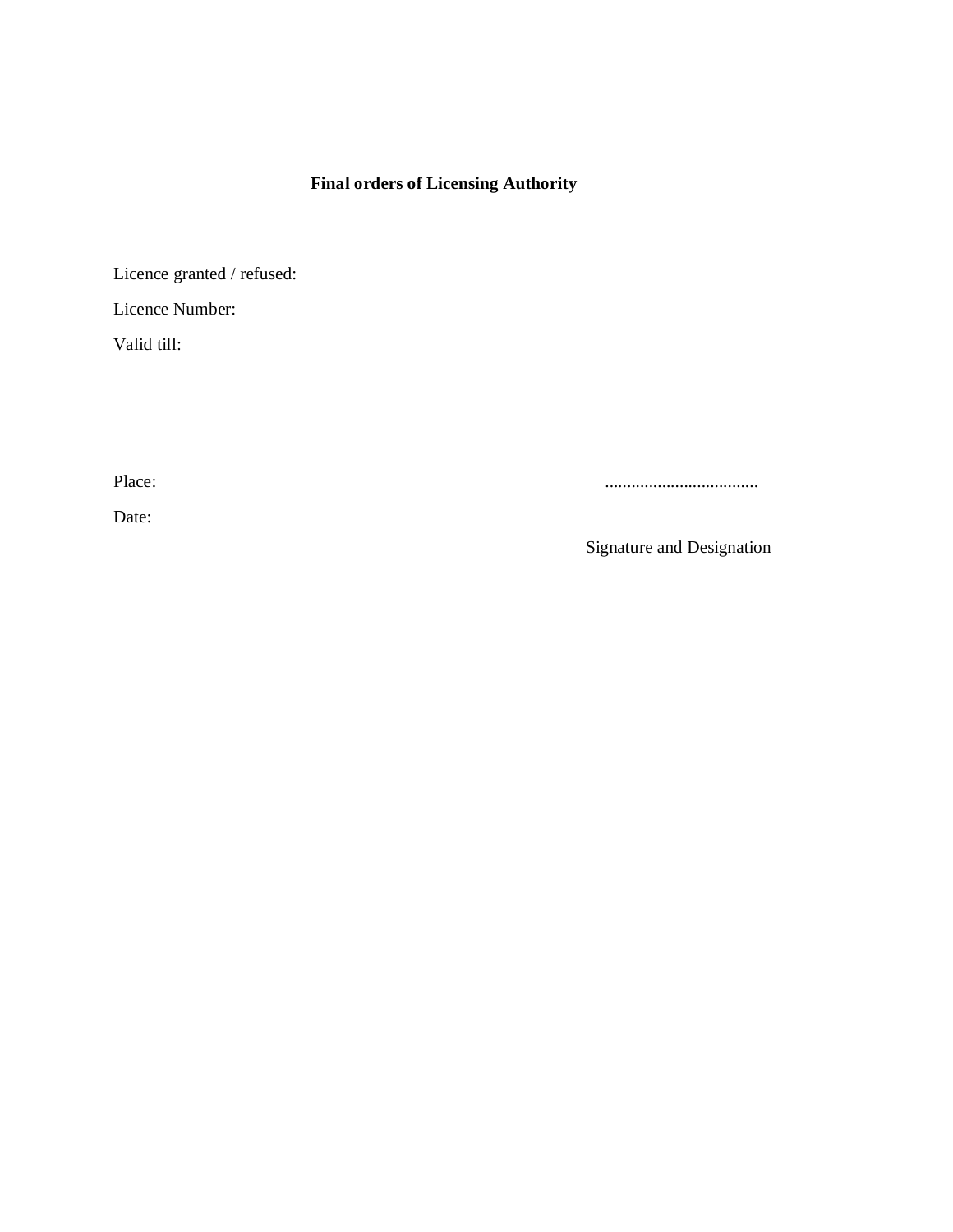**Final orders of Licensing Authority**

Licence granted / refused:

Licence Number:

Valid till:

Place: ...................................

Date:

Signature and Designation